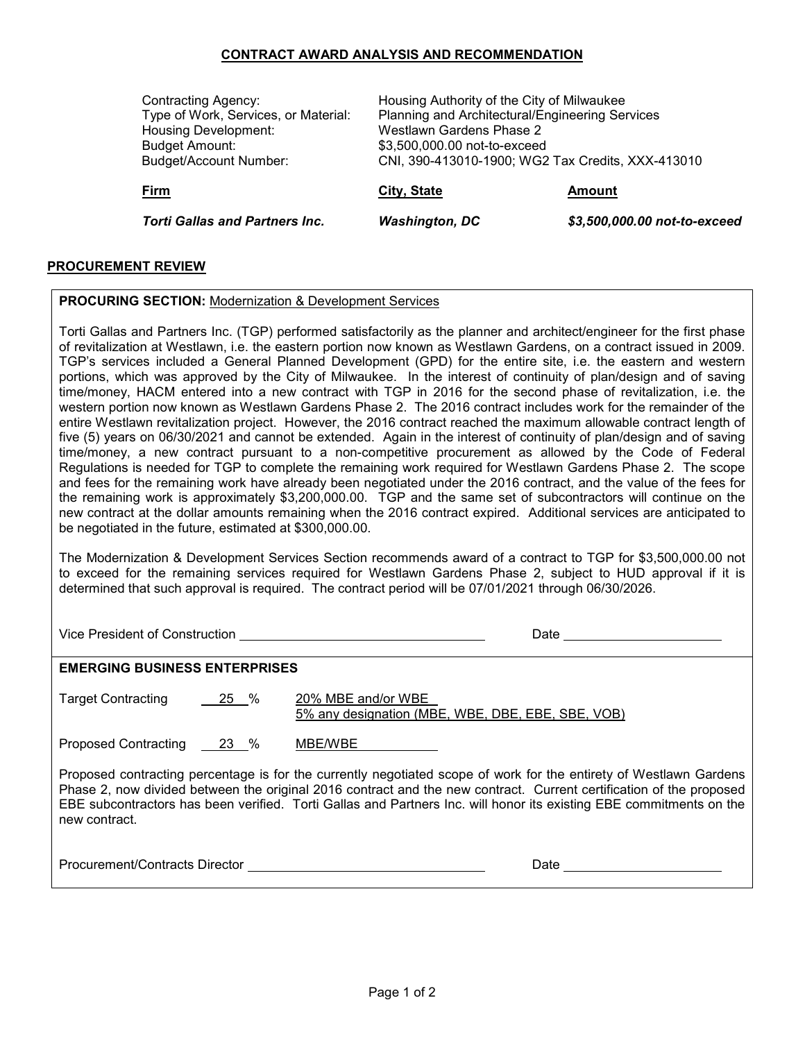## CONTRACT AWARD ANALYSIS AND RECOMMENDATION

Contracting Agency: Housing Authority of the City of Milwaukee
Type of Work, Services, or Material: Planning and Architectural/Engineering Services
Housing Development: Westlawn Gardens Phase 2
Budget Amount: $3,500,000.00 not-to-exceed
Budget/Account Number: CNI, 390-413010-1900; WG2 Tax Credits, XXX-413010

| Firm | City, State | Amount |
|---|---|---|
| ***Torti Gallas and Partners Inc.*** | ***Washington, DC*** | ***$3,500,000.00 not-to-exceed*** |

### PROCUREMENT REVIEW

**PROCURING SECTION:** Modernization & Development Services

Torti Gallas and Partners Inc. (TGP) performed satisfactorily as the planner and architect/engineer for the first phase of revitalization at Westlawn, i.e. the eastern portion now known as Westlawn Gardens, on a contract issued in 2009. TGP's services included a General Planned Development (GPD) for the entire site, i.e. the eastern and western portions, which was approved by the City of Milwaukee. In the interest of continuity of plan/design and of saving time/money, HACM entered into a new contract with TGP in 2016 for the second phase of revitalization, i.e. the western portion now known as Westlawn Gardens Phase 2. The 2016 contract includes work for the remainder of the entire Westlawn revitalization project. However, the 2016 contract reached the maximum allowable contract length of five (5) years on 06/30/2021 and cannot be extended. Again in the interest of continuity of plan/design and of saving time/money, a new contract pursuant to a non-competitive procurement as allowed by the Code of Federal Regulations is needed for TGP to complete the remaining work required for Westlawn Gardens Phase 2. The scope and fees for the remaining work have already been negotiated under the 2016 contract, and the value of the fees for the remaining work is approximately $3,200,000.00. TGP and the same set of subcontractors will continue on the new contract at the dollar amounts remaining when the 2016 contract expired. Additional services are anticipated to be negotiated in the future, estimated at $300,000.00.

The Modernization & Development Services Section recommends award of a contract to TGP for $3,500,000.00 not to exceed for the remaining services required for Westlawn Gardens Phase 2, subject to HUD approval if it is determined that such approval is required. The contract period will be 07/01/2021 through 06/30/2026.

Vice President of Construction ____________________ Date ____________

**EMERGING BUSINESS ENTERPRISES**

Target Contracting 25 % 20% MBE and/or WBE
5% any designation (MBE, WBE, DBE, EBE, SBE, VOB)

Proposed Contracting 23 % MBE/WBE

Proposed contracting percentage is for the currently negotiated scope of work for the entirety of Westlawn Gardens Phase 2, now divided between the original 2016 contract and the new contract. Current certification of the proposed EBE subcontractors has been verified. Torti Gallas and Partners Inc. will honor its existing EBE commitments on the new contract.

Procurement/Contracts Director ____________________ Date ____________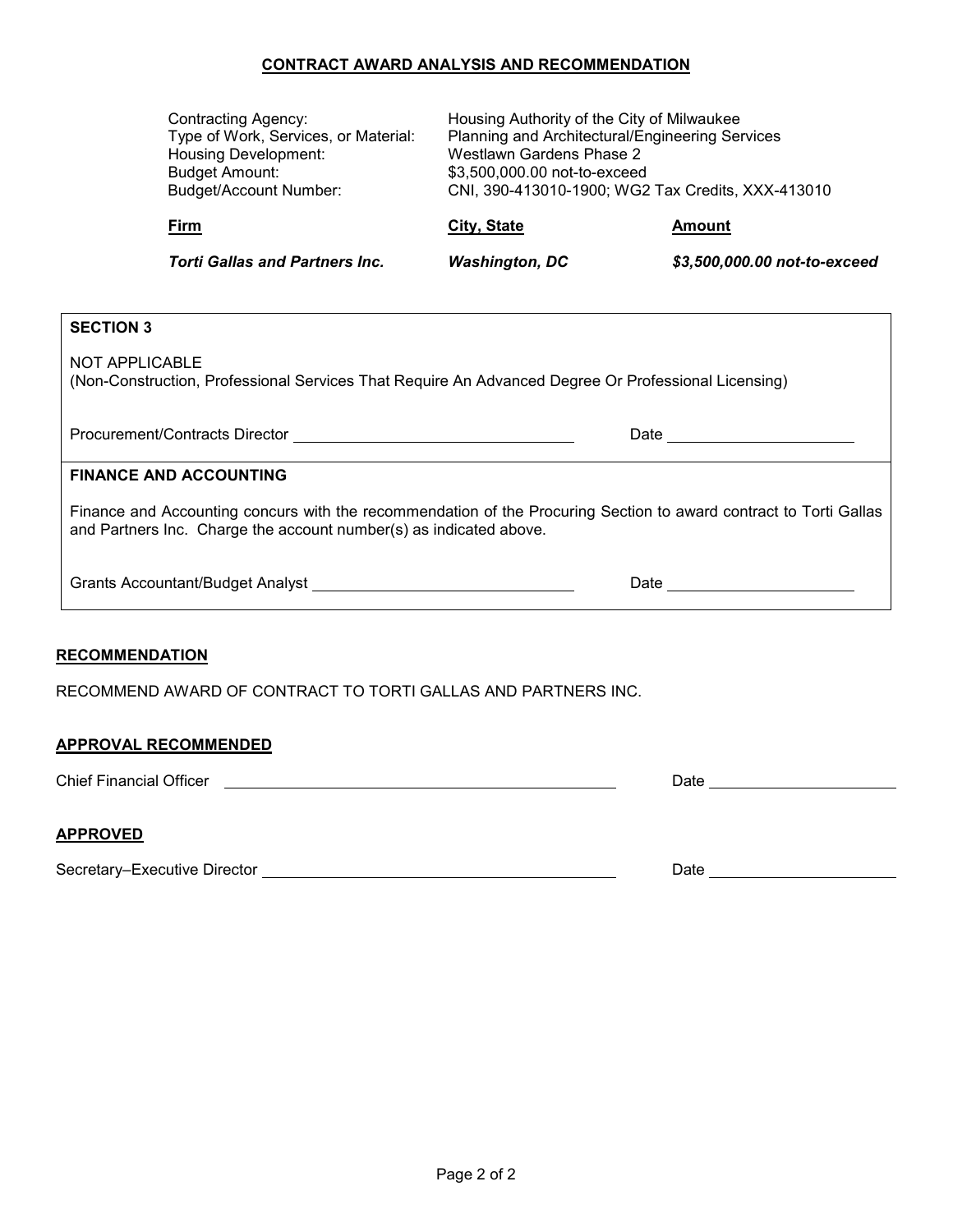## CONTRACT AWARD ANALYSIS AND RECOMMENDATION

| | |
|---|---|
| Contracting Agency: | Housing Authority of the City of Milwaukee |
| Type of Work, Services, or Material: | Planning and Architectural/Engineering Services |
| Housing Development: | Westlawn Gardens Phase 2 |
| Budget Amount: | $3,500,000.00 not-to-exceed |
| Budget/Account Number: | CNI, 390-413010-1900; WG2 Tax Credits, XXX-413010 |

| Firm | City, State | Amount |
|---|---|---|
| ***Torti Gallas and Partners Inc.*** | ***Washington, DC*** | ***$3,500,000.00 not-to-exceed*** |

**SECTION 3**

NOT APPLICABLE
(Non-Construction, Professional Services That Require An Advanced Degree Or Professional Licensing)

Procurement/Contracts Director ______________________ Date ______________

**FINANCE AND ACCOUNTING**

Finance and Accounting concurs with the recommendation of the Procuring Section to award contract to Torti Gallas and Partners Inc. Charge the account number(s) as indicated above.

Grants Accountant/Budget Analyst ______________________ Date ______________

**RECOMMENDATION**

RECOMMEND AWARD OF CONTRACT TO TORTI GALLAS AND PARTNERS INC.

**APPROVAL RECOMMENDED**

Chief Financial Officer ______________________ Date ______________

**APPROVED**

Secretary–Executive Director ______________________ Date ______________